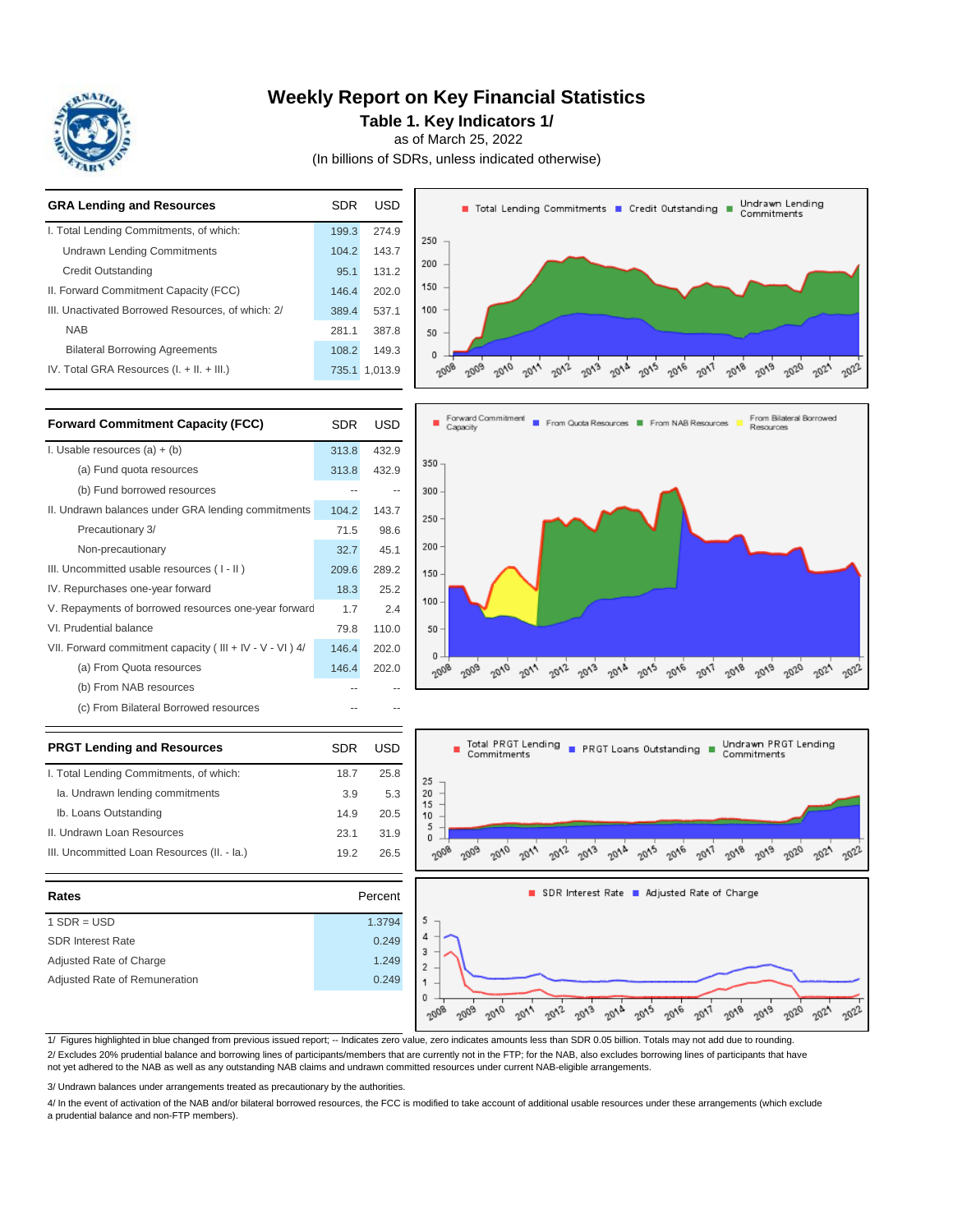# Weekly Report on Key Financial Statistics

## Table 1. Key Indicators 1/

as of March 25, 2022

(In billions of SDRs, unless indicated otherwise)

| GRA Lending and Resources | SDR | USD |
|---|---|---|
| I. Total Lending Commitments, of which: | 199.3 | 274.9 |
| Undrawn Lending Commitments | 104.2 | 143.7 |
| Credit Outstanding | 95.1 | 131.2 |
| II. Forward Commitment Capacity (FCC) | 146.4 | 202.0 |
| III. Unactivated Borrowed Resources, of which: 2/ | 389.4 | 537.1 |
| NAB | 281.1 | 387.8 |
| Bilateral Borrowing Agreements | 108.2 | 149.3 |
| IV. Total GRA Resources (I. + II. + III.) | 735.1 | 1,013.9 |

| Forward Commitment Capacity (FCC) | SDR | USD |
|---|---|---|
| I. Usable resources (a) + (b) | 313.8 | 432.9 |
| (a) Fund quota resources | 313.8 | 432.9 |
| (b) Fund borrowed resources | -- | -- |
| II. Undrawn balances under GRA lending commitments | 104.2 | 143.7 |
| Precautionary 3/ | 71.5 | 98.6 |
| Non-precautionary | 32.7 | 45.1 |
| III. Uncommitted usable resources ( I - II ) | 209.6 | 289.2 |
| IV. Repurchases one-year forward | 18.3 | 25.2 |
| V. Repayments of borrowed resources one-year forward | 1.7 | 2.4 |
| VI. Prudential balance | 79.8 | 110.0 |
| VII. Forward commitment capacity ( III + IV - V - VI ) 4/ | 146.4 | 202.0 |
| (a) From Quota resources | 146.4 | 202.0 |
| (b) From NAB resources | -- | -- |
| (c) From Bilateral Borrowed resources | -- | -- |

| PRGT Lending and Resources | SDR | USD |
|---|---|---|
| I. Total Lending Commitments, of which: | 18.7 | 25.8 |
| Ia. Undrawn lending commitments | 3.9 | 5.3 |
| Ib. Loans Outstanding | 14.9 | 20.5 |
| II. Undrawn Loan Resources | 23.1 | 31.9 |
| III. Uncommitted Loan Resources (II. - Ia.) | 19.2 | 26.5 |

| Rates | Percent |
|---|---|
| 1 SDR = USD | 1.3794 |
| SDR Interest Rate | 0.249 |
| Adjusted Rate of Charge | 1.249 |
| Adjusted Rate of Remuneration | 0.249 |

1/ Figures highlighted in blue changed from previous issued report; -- Indicates zero value, zero indicates amounts less than SDR 0.05 billion. Totals may not add due to rounding.

2/ Excludes 20% prudential balance and borrowing lines of participants/members that are currently not in the FTP; for the NAB, also excludes borrowing lines of participants that have not yet adhered to the NAB as well as any outstanding NAB claims and undrawn committed resources under current NAB-eligible arrangements.

3/ Undrawn balances under arrangements treated as precautionary by the authorities.

4/ In the event of activation of the NAB and/or bilateral borrowed resources, the FCC is modified to take account of additional usable resources under these arrangements (which exclude a prudential balance and non-FTP members).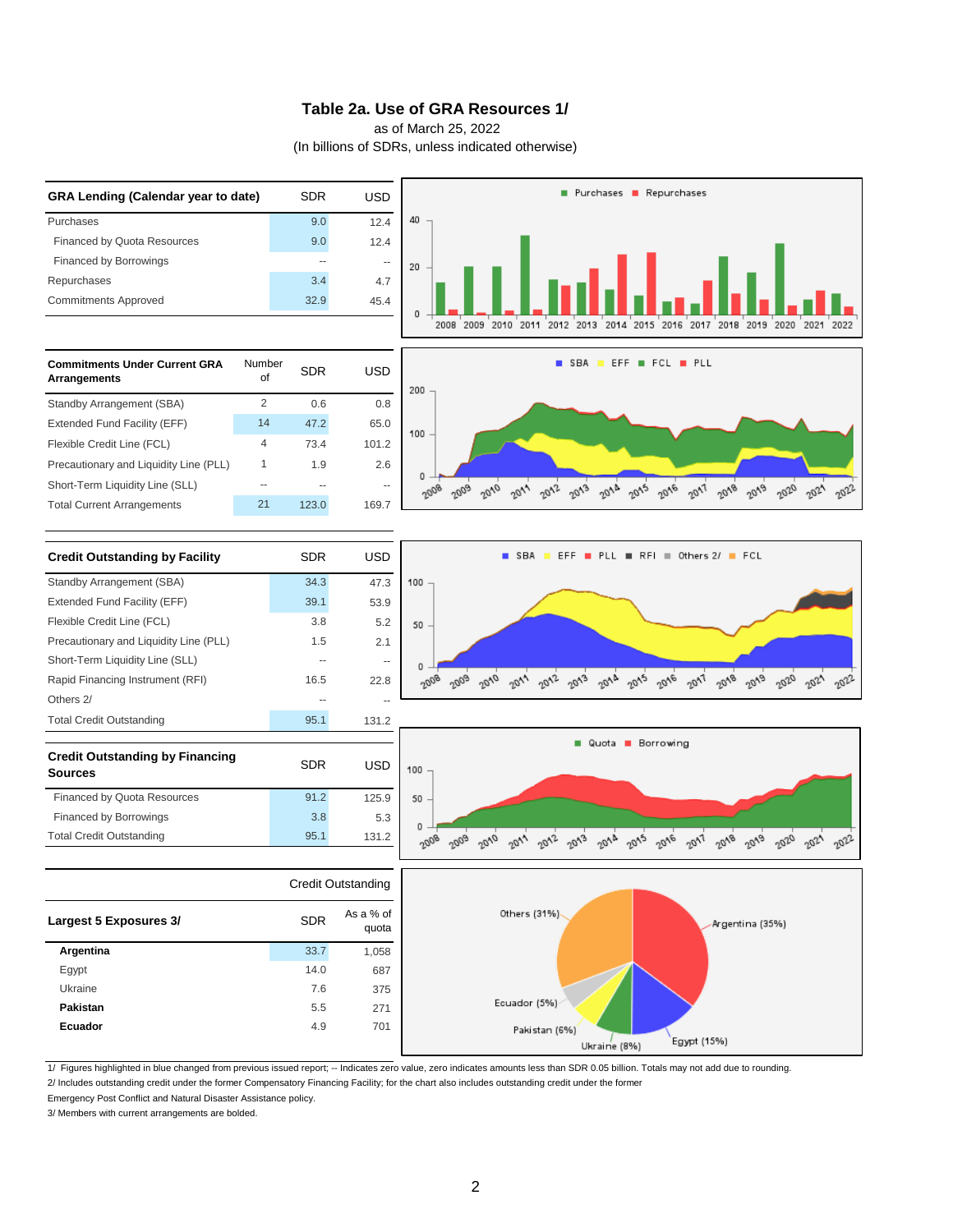# Table 2a. Use of GRA Resources 1/

as of March 25, 2022

(In billions of SDRs, unless indicated otherwise)

| GRA Lending (Calendar year to date) | SDR | USD |
|---|---|---|
| Purchases | 9.0 | 12.4 |
| Financed by Quota Resources | 9.0 | 12.4 |
| Financed by Borrowings | -- | -- |
| Repurchases | 3.4 | 4.7 |
| Commitments Approved | 32.9 | 45.4 |

| Commitments Under Current GRA Arrangements | Number of | SDR | USD |
|---|---|---|---|
| Standby Arrangement (SBA) | 2 | 0.6 | 0.8 |
| Extended Fund Facility (EFF) | 14 | 47.2 | 65.0 |
| Flexible Credit Line (FCL) | 4 | 73.4 | 101.2 |
| Precautionary and Liquidity Line (PLL) | 1 | 1.9 | 2.6 |
| Short-Term Liquidity Line (SLL) | -- | -- | -- |
| Total Current Arrangements | 21 | 123.0 | 169.7 |

| Credit Outstanding by Facility | SDR | USD |
|---|---|---|
| Standby Arrangement (SBA) | 34.3 | 47.3 |
| Extended Fund Facility (EFF) | 39.1 | 53.9 |
| Flexible Credit Line (FCL) | 3.8 | 5.2 |
| Precautionary and Liquidity Line (PLL) | 1.5 | 2.1 |
| Short-Term Liquidity Line (SLL) | -- | -- |
| Rapid Financing Instrument (RFI) | 16.5 | 22.8 |
| Others 2/ | -- | -- |
| Total Credit Outstanding | 95.1 | 131.2 |

| Credit Outstanding by Financing Sources | SDR | USD |
|---|---|---|
| Financed by Quota Resources | 91.2 | 125.9 |
| Financed by Borrowings | 3.8 | 5.3 |
| Total Credit Outstanding | 95.1 | 131.2 |

| | Credit Outstanding | |
|---|---|---|
| Largest 5 Exposures 3/ | SDR | As a % of quota |
| **Argentina** | 33.7 | 1,058 |
| Egypt | 14.0 | 687 |
| Ukraine | 7.6 | 375 |
| **Pakistan** | 5.5 | 271 |
| **Ecuador** | 4.9 | 701 |

1/ Figures highlighted in blue changed from previous issued report; -- Indicates zero value, zero indicates amounts less than SDR 0.05 billion. Totals may not add due to rounding.

2/ Includes outstanding credit under the former Compensatory Financing Facility; for the chart also includes outstanding credit under the former Emergency Post Conflict and Natural Disaster Assistance policy.

3/ Members with current arrangements are bolded.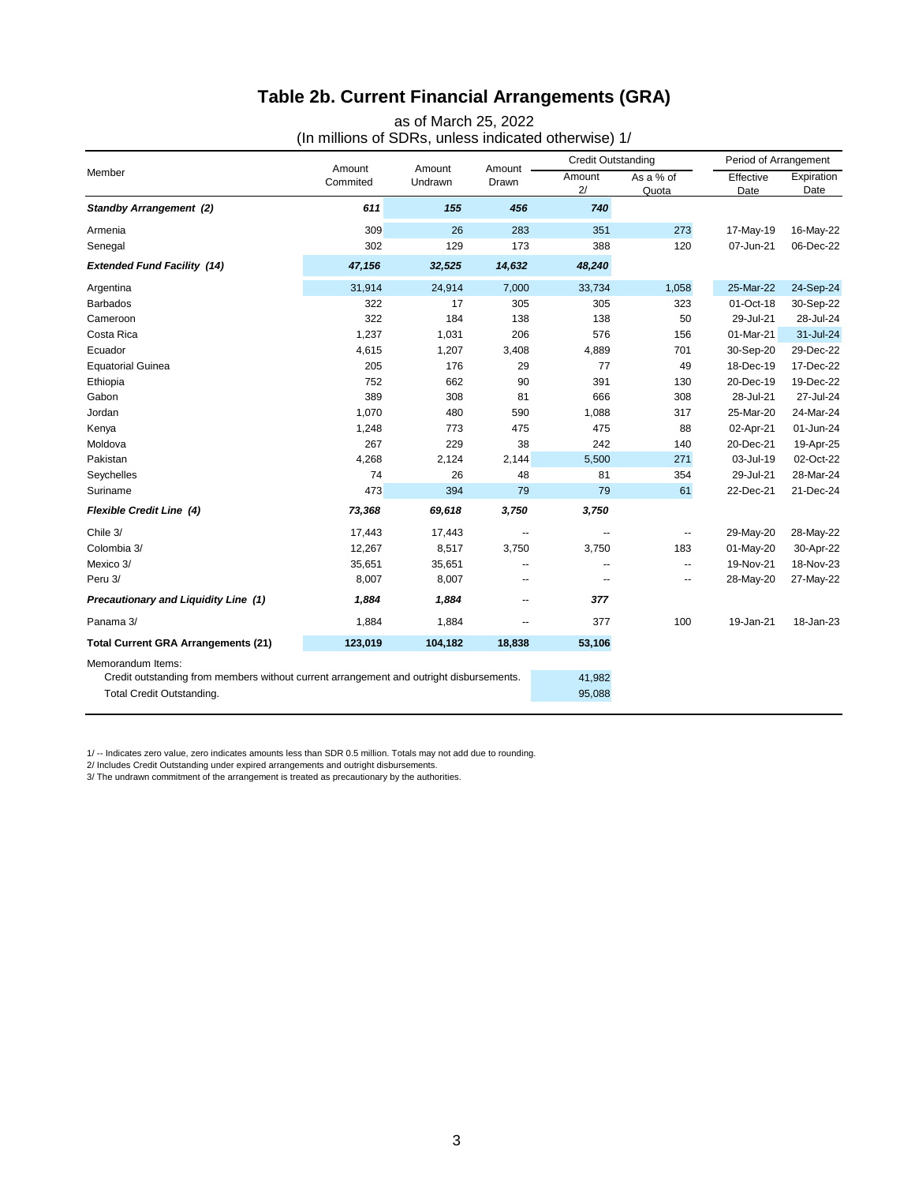# Table 2b. Current Financial Arrangements (GRA)

as of March 25, 2022
(In millions of SDRs, unless indicated otherwise) 1/

| Member | Amount Commited | Amount Undrawn | Amount Drawn | Credit Outstanding | | Period of Arrangement | |
|---|---|---|---|---|---|---|---|
| | | | | Amount 2/ | As a % of Quota | Effective Date | Expiration Date |
| ***Standby Arrangement (2)*** | ***611*** | ***155*** | ***456*** | ***740*** | | | |
| Armenia | 309 | 26 | 283 | 351 | 273 | 17-May-19 | 16-May-22 |
| Senegal | 302 | 129 | 173 | 388 | 120 | 07-Jun-21 | 06-Dec-22 |
| ***Extended Fund Facility (14)*** | ***47,156*** | ***32,525*** | ***14,632*** | ***48,240*** | | | |
| Argentina | 31,914 | 24,914 | 7,000 | 33,734 | 1,058 | 25-Mar-22 | 24-Sep-24 |
| Barbados | 322 | 17 | 305 | 305 | 323 | 01-Oct-18 | 30-Sep-22 |
| Cameroon | 322 | 184 | 138 | 138 | 50 | 29-Jul-21 | 28-Jul-24 |
| Costa Rica | 1,237 | 1,031 | 206 | 576 | 156 | 01-Mar-21 | 31-Jul-24 |
| Ecuador | 4,615 | 1,207 | 3,408 | 4,889 | 701 | 30-Sep-20 | 29-Dec-22 |
| Equatorial Guinea | 205 | 176 | 29 | 77 | 49 | 18-Dec-19 | 17-Dec-22 |
| Ethiopia | 752 | 662 | 90 | 391 | 130 | 20-Dec-19 | 19-Dec-22 |
| Gabon | 389 | 308 | 81 | 666 | 308 | 28-Jul-21 | 27-Jul-24 |
| Jordan | 1,070 | 480 | 590 | 1,088 | 317 | 25-Mar-20 | 24-Mar-24 |
| Kenya | 1,248 | 773 | 475 | 475 | 88 | 02-Apr-21 | 01-Jun-24 |
| Moldova | 267 | 229 | 38 | 242 | 140 | 20-Dec-21 | 19-Apr-25 |
| Pakistan | 4,268 | 2,124 | 2,144 | 5,500 | 271 | 03-Jul-19 | 02-Oct-22 |
| Seychelles | 74 | 26 | 48 | 81 | 354 | 29-Jul-21 | 28-Mar-24 |
| Suriname | 473 | 394 | 79 | 79 | 61 | 22-Dec-21 | 21-Dec-24 |
| ***Flexible Credit Line (4)*** | ***73,368*** | ***69,618*** | ***3,750*** | ***3,750*** | | | |
| Chile 3/ | 17,443 | 17,443 | -- | -- | -- | 29-May-20 | 28-May-22 |
| Colombia 3/ | 12,267 | 8,517 | 3,750 | 3,750 | 183 | 01-May-20 | 30-Apr-22 |
| Mexico 3/ | 35,651 | 35,651 | -- | -- | -- | 19-Nov-21 | 18-Nov-23 |
| Peru 3/ | 8,007 | 8,007 | -- | -- | -- | 28-May-20 | 27-May-22 |
| ***Precautionary and Liquidity Line (1)*** | ***1,884*** | ***1,884*** | -- | ***377*** | | | |
| Panama 3/ | 1,884 | 1,884 | -- | 377 | 100 | 19-Jan-21 | 18-Jan-23 |
| **Total Current GRA Arrangements (21)** | **123,019** | **104,182** | **18,838** | **53,106** | | | |
| Memorandum Items: | | | | | | | |
| Credit outstanding from members without current arrangement and outright disbursements. | | | | 41,982 | | | |
| Total Credit Outstanding. | | | | 95,088 | | | |

1/ -- Indicates zero value, zero indicates amounts less than SDR 0.5 million. Totals may not add due to rounding.
2/ Includes Credit Outstanding under expired arrangements and outright disbursements.
3/ The undrawn commitment of the arrangement is treated as precautionary by the authorities.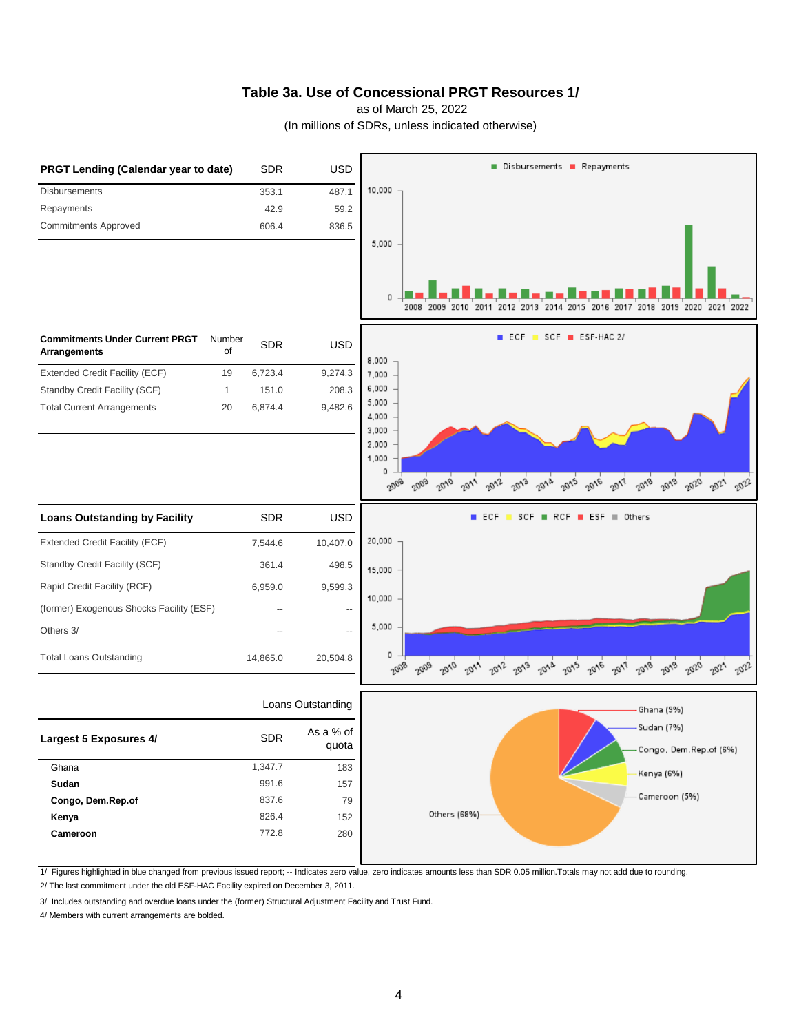# Table 3a. Use of Concessional PRGT Resources 1/

as of March 25, 2022

(In millions of SDRs, unless indicated otherwise)

| PRGT Lending (Calendar year to date) | SDR | USD |
|---|---|---|
| Disbursements | 353.1 | 487.1 |
| Repayments | 42.9 | 59.2 |
| Commitments Approved | 606.4 | 836.5 |

| Commitments Under Current PRGT Arrangements | Number of | SDR | USD |
|---|---|---|---|
| Extended Credit Facility (ECF) | 19 | 6,723.4 | 9,274.3 |
| Standby Credit Facility (SCF) | 1 | 151.0 | 208.3 |
| Total Current Arrangements | 20 | 6,874.4 | 9,482.6 |

| Loans Outstanding by Facility | SDR | USD |
|---|---|---|
| Extended Credit Facility (ECF) | 7,544.6 | 10,407.0 |
| Standby Credit Facility (SCF) | 361.4 | 498.5 |
| Rapid Credit Facility (RCF) | 6,959.0 | 9,599.3 |
| (former) Exogenous Shocks Facility (ESF) | -- | -- |
| Others 3/ | -- | -- |
| Total Loans Outstanding | 14,865.0 | 20,504.8 |

| | Loans Outstanding | |
|---|---|---|
| **Largest 5 Exposures 4/** | **SDR** | **As a % of quota** |
| Ghana | 1,347.7 | 183 |
| **Sudan** | 991.6 | 157 |
| **Congo, Dem.Rep.of** | 837.6 | 79 |
| **Kenya** | 826.4 | 152 |
| **Cameroon** | 772.8 | 280 |

1/ Figures highlighted in blue changed from previous issued report; -- Indicates zero value, zero indicates amounts less than SDR 0.05 million.Totals may not add due to rounding.

2/ The last commitment under the old ESF-HAC Facility expired on December 3, 2011.

3/ Includes outstanding and overdue loans under the (former) Structural Adjustment Facility and Trust Fund.

4/ Members with current arrangements are bolded.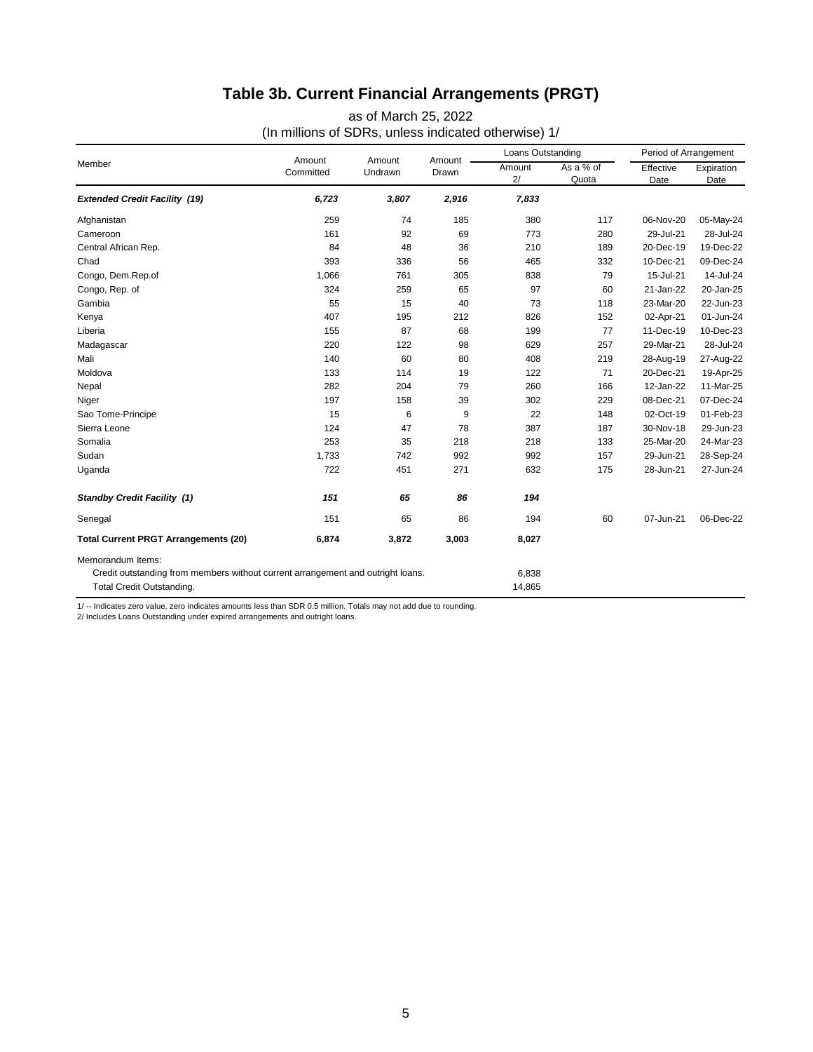# Table 3b. Current Financial Arrangements (PRGT)

as of March 25, 2022

(In millions of SDRs, unless indicated otherwise) 1/

| Member | Amount Committed | Amount Undrawn | Amount Drawn | Loans Outstanding | | Period of Arrangement | |
|---|---|---|---|---|---|---|---|
| | | | | Amount 2/ | As a % of Quota | Effective Date | Expiration Date |
| ***Extended Credit Facility (19)*** | ***6,723*** | ***3,807*** | ***2,916*** | ***7,833*** | | | |
| Afghanistan | 259 | 74 | 185 | 380 | 117 | 06-Nov-20 | 05-May-24 |
| Cameroon | 161 | 92 | 69 | 773 | 280 | 29-Jul-21 | 28-Jul-24 |
| Central African Rep. | 84 | 48 | 36 | 210 | 189 | 20-Dec-19 | 19-Dec-22 |
| Chad | 393 | 336 | 56 | 465 | 332 | 10-Dec-21 | 09-Dec-24 |
| Congo, Dem.Rep.of | 1,066 | 761 | 305 | 838 | 79 | 15-Jul-21 | 14-Jul-24 |
| Congo, Rep. of | 324 | 259 | 65 | 97 | 60 | 21-Jan-22 | 20-Jan-25 |
| Gambia | 55 | 15 | 40 | 73 | 118 | 23-Mar-20 | 22-Jun-23 |
| Kenya | 407 | 195 | 212 | 826 | 152 | 02-Apr-21 | 01-Jun-24 |
| Liberia | 155 | 87 | 68 | 199 | 77 | 11-Dec-19 | 10-Dec-23 |
| Madagascar | 220 | 122 | 98 | 629 | 257 | 29-Mar-21 | 28-Jul-24 |
| Mali | 140 | 60 | 80 | 408 | 219 | 28-Aug-19 | 27-Aug-22 |
| Moldova | 133 | 114 | 19 | 122 | 71 | 20-Dec-21 | 19-Apr-25 |
| Nepal | 282 | 204 | 79 | 260 | 166 | 12-Jan-22 | 11-Mar-25 |
| Niger | 197 | 158 | 39 | 302 | 229 | 08-Dec-21 | 07-Dec-24 |
| Sao Tome-Principe | 15 | 6 | 9 | 22 | 148 | 02-Oct-19 | 01-Feb-23 |
| Sierra Leone | 124 | 47 | 78 | 387 | 187 | 30-Nov-18 | 29-Jun-23 |
| Somalia | 253 | 35 | 218 | 218 | 133 | 25-Mar-20 | 24-Mar-23 |
| Sudan | 1,733 | 742 | 992 | 992 | 157 | 29-Jun-21 | 28-Sep-24 |
| Uganda | 722 | 451 | 271 | 632 | 175 | 28-Jun-21 | 27-Jun-24 |
| ***Standby Credit Facility (1)*** | ***151*** | ***65*** | ***86*** | ***194*** | | | |
| Senegal | 151 | 65 | 86 | 194 | 60 | 07-Jun-21 | 06-Dec-22 |
| **Total Current PRGT Arrangements (20)** | **6,874** | **3,872** | **3,003** | **8,027** | | | |
| Memorandum Items: | | | | | | | |
| Credit outstanding from members without current arrangement and outright loans. | | | | 6,838 | | | |
| Total Credit Outstanding. | | | | 14,865 | | | |

1/ -- Indicates zero value, zero indicates amounts less than SDR 0.5 million. Totals may not add due to rounding.

2/ Includes Loans Outstanding under expired arrangements and outright loans.